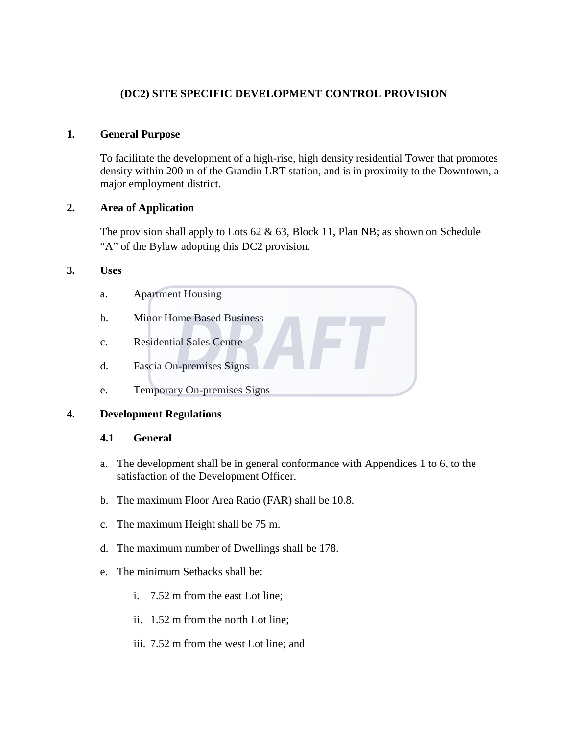# (DC2) SITE SPECIFIC DEVELOPMENT CONTROL PROVISION

## 1. General Purpose

To facilitate the development of a high-rise, high density residential Tower that promotes density within 200 m of the Grandin LRT station, and is in proximity to the Downtown, a major employment district.

## 2. Area of Application

The provision shall apply to Lots 62 & 63, Block 11, Plan NB; as shown on Schedule "A" of the Bylaw adopting this DC2 provision.

## 3. Uses

a. Apartment Housing

b. Minor Home Based Business

c. Residential Sales Centre

d. Fascia On-premises Signs

e. Temporary On-premises Signs

## 4. Development Regulations

### 4.1 General

a. The development shall be in general conformance with Appendices 1 to 6, to the satisfaction of the Development Officer.

b. The maximum Floor Area Ratio (FAR) shall be 10.8.

c. The maximum Height shall be 75 m.

d. The maximum number of Dwellings shall be 178.

e. The minimum Setbacks shall be:

   i. 7.52 m from the east Lot line;

   ii. 1.52 m from the north Lot line;

   iii. 7.52 m from the west Lot line; and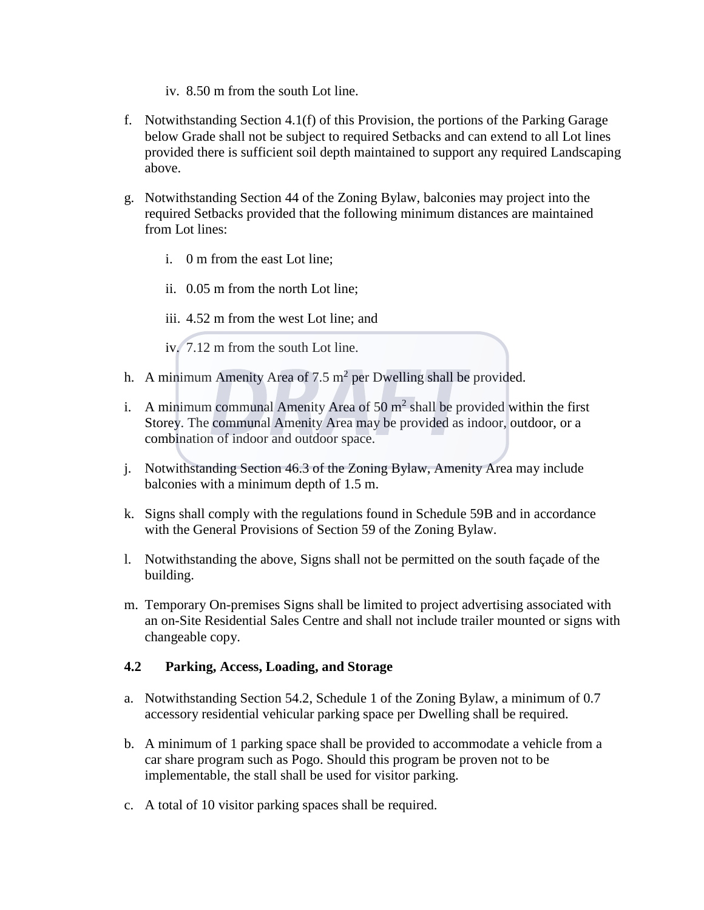iv. 8.50 m from the south Lot line.

f. Notwithstanding Section 4.1(f) of this Provision, the portions of the Parking Garage below Grade shall not be subject to required Setbacks and can extend to all Lot lines provided there is sufficient soil depth maintained to support any required Landscaping above.

g. Notwithstanding Section 44 of the Zoning Bylaw, balconies may project into the required Setbacks provided that the following minimum distances are maintained from Lot lines:

   i. 0 m from the east Lot line;

   ii. 0.05 m from the north Lot line;

   iii. 4.52 m from the west Lot line; and

   iv. 7.12 m from the south Lot line.

h. A minimum Amenity Area of 7.5 $m^2$ per Dwelling shall be provided.

i. A minimum communal Amenity Area of 50 $m^2$ shall be provided within the first Storey. The communal Amenity Area may be provided as indoor, outdoor, or a combination of indoor and outdoor space.

j. Notwithstanding Section 46.3 of the Zoning Bylaw, Amenity Area may include balconies with a minimum depth of 1.5 m.

k. Signs shall comply with the regulations found in Schedule 59B and in accordance with the General Provisions of Section 59 of the Zoning Bylaw.

l. Notwithstanding the above, Signs shall not be permitted on the south façade of the building.

m. Temporary On-premises Signs shall be limited to project advertising associated with an on-Site Residential Sales Centre and shall not include trailer mounted or signs with changeable copy.

**4.2 Parking, Access, Loading, and Storage**

a. Notwithstanding Section 54.2, Schedule 1 of the Zoning Bylaw, a minimum of 0.7 accessory residential vehicular parking space per Dwelling shall be required.

b. A minimum of 1 parking space shall be provided to accommodate a vehicle from a car share program such as Pogo. Should this program be proven not to be implementable, the stall shall be used for visitor parking.

c. A total of 10 visitor parking spaces shall be required.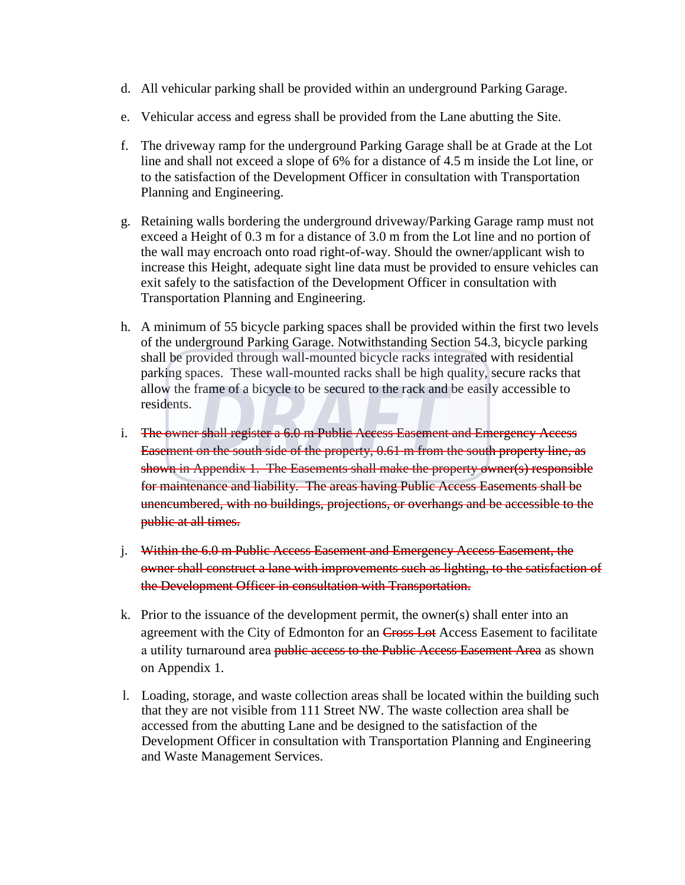d. All vehicular parking shall be provided within an underground Parking Garage.

e. Vehicular access and egress shall be provided from the Lane abutting the Site.

f. The driveway ramp for the underground Parking Garage shall be at Grade at the Lot line and shall not exceed a slope of 6% for a distance of 4.5 m inside the Lot line, or to the satisfaction of the Development Officer in consultation with Transportation Planning and Engineering.

g. Retaining walls bordering the underground driveway/Parking Garage ramp must not exceed a Height of 0.3 m for a distance of 3.0 m from the Lot line and no portion of the wall may encroach onto road right-of-way. Should the owner/applicant wish to increase this Height, adequate sight line data must be provided to ensure vehicles can exit safely to the satisfaction of the Development Officer in consultation with Transportation Planning and Engineering.

h. A minimum of 55 bicycle parking spaces shall be provided within the first two levels of the underground Parking Garage. Notwithstanding Section 54.3, bicycle parking shall be provided through wall-mounted bicycle racks integrated with residential parking spaces. These wall-mounted racks shall be high quality, secure racks that allow the frame of a bicycle to be secured to the rack and be easily accessible to residents.

i. ~~The owner shall register a 6.0 m Public Access Easement and Emergency Access Easement on the south side of the property, 0.61 m from the south property line, as shown in Appendix 1. The Easements shall make the property owner(s) responsible for maintenance and liability. The areas having Public Access Easements shall be unencumbered, with no buildings, projections, or overhangs and be accessible to the public at all times.~~

j. ~~Within the 6.0 m Public Access Easement and Emergency Access Easement, the owner shall construct a lane with improvements such as lighting, to the satisfaction of the Development Officer in consultation with Transportation.~~

k. Prior to the issuance of the development permit, the owner(s) shall enter into an agreement with the City of Edmonton for an ~~Cross Lot~~ Access Easement to facilitate a utility turnaround area ~~public access to the Public Access Easement Area~~ as shown on Appendix 1.

l. Loading, storage, and waste collection areas shall be located within the building such that they are not visible from 111 Street NW. The waste collection area shall be accessed from the abutting Lane and be designed to the satisfaction of the Development Officer in consultation with Transportation Planning and Engineering and Waste Management Services.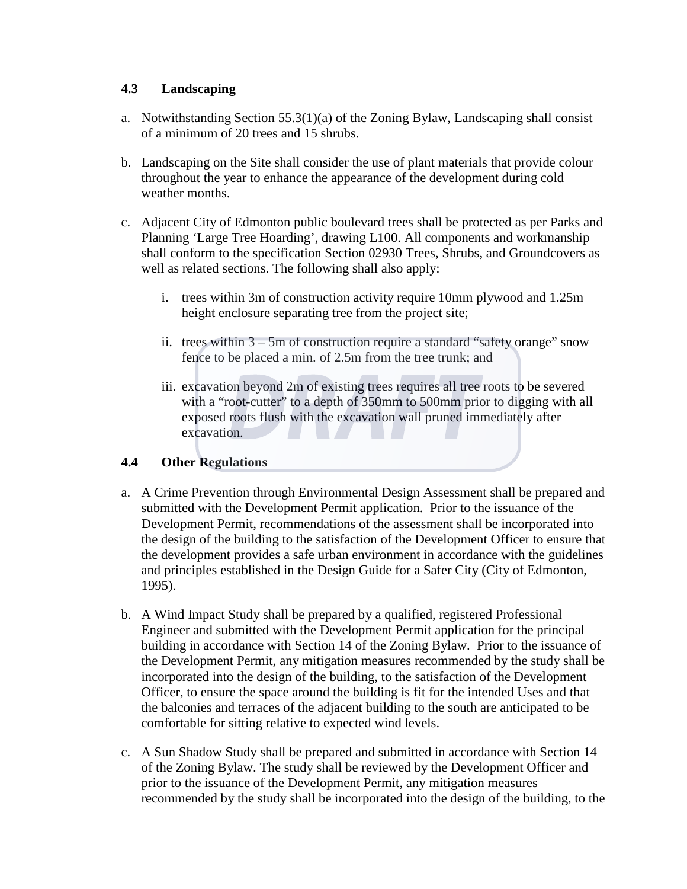### 4.3 Landscaping

a. Notwithstanding Section 55.3(1)(a) of the Zoning Bylaw, Landscaping shall consist of a minimum of 20 trees and 15 shrubs.

b. Landscaping on the Site shall consider the use of plant materials that provide colour throughout the year to enhance the appearance of the development during cold weather months.

c. Adjacent City of Edmonton public boulevard trees shall be protected as per Parks and Planning 'Large Tree Hoarding', drawing L100. All components and workmanship shall conform to the specification Section 02930 Trees, Shrubs, and Groundcovers as well as related sections. The following shall also apply:

   i. trees within 3m of construction activity require 10mm plywood and 1.25m height enclosure separating tree from the project site;

   ii. trees within 3 – 5m of construction require a standard "safety orange" snow fence to be placed a min. of 2.5m from the tree trunk; and

   iii. excavation beyond 2m of existing trees requires all tree roots to be severed with a "root-cutter" to a depth of 350mm to 500mm prior to digging with all exposed roots flush with the excavation wall pruned immediately after excavation.

### 4.4 Other Regulations

a. A Crime Prevention through Environmental Design Assessment shall be prepared and submitted with the Development Permit application. Prior to the issuance of the Development Permit, recommendations of the assessment shall be incorporated into the design of the building to the satisfaction of the Development Officer to ensure that the development provides a safe urban environment in accordance with the guidelines and principles established in the Design Guide for a Safer City (City of Edmonton, 1995).

b. A Wind Impact Study shall be prepared by a qualified, registered Professional Engineer and submitted with the Development Permit application for the principal building in accordance with Section 14 of the Zoning Bylaw. Prior to the issuance of the Development Permit, any mitigation measures recommended by the study shall be incorporated into the design of the building, to the satisfaction of the Development Officer, to ensure the space around the building is fit for the intended Uses and that the balconies and terraces of the adjacent building to the south are anticipated to be comfortable for sitting relative to expected wind levels.

c. A Sun Shadow Study shall be prepared and submitted in accordance with Section 14 of the Zoning Bylaw. The study shall be reviewed by the Development Officer and prior to the issuance of the Development Permit, any mitigation measures recommended by the study shall be incorporated into the design of the building, to the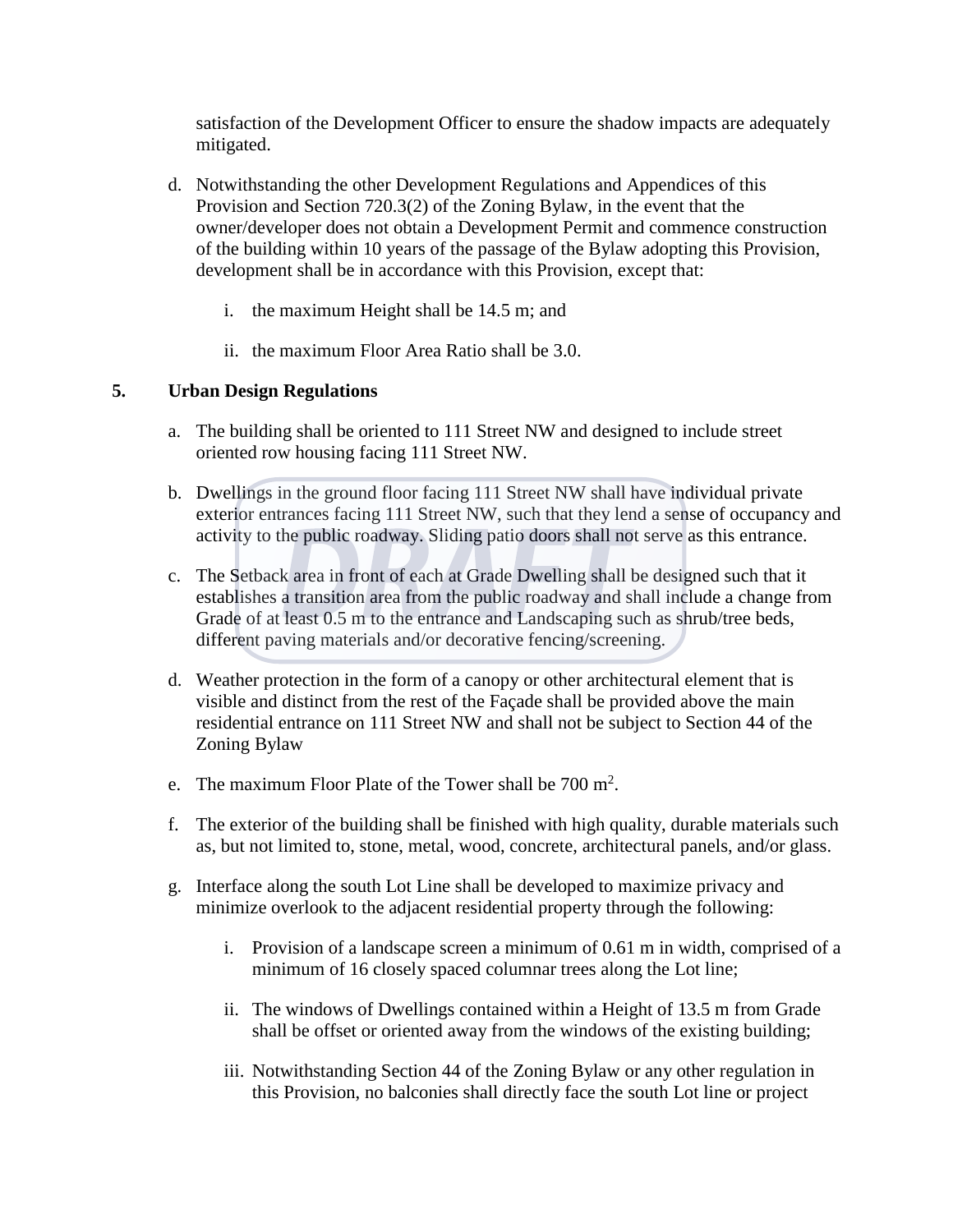satisfaction of the Development Officer to ensure the shadow impacts are adequately mitigated.

d. Notwithstanding the other Development Regulations and Appendices of this Provision and Section 720.3(2) of the Zoning Bylaw, in the event that the owner/developer does not obtain a Development Permit and commence construction of the building within 10 years of the passage of the Bylaw adopting this Provision, development shall be in accordance with this Provision, except that:

   i. the maximum Height shall be 14.5 m; and

   ii. the maximum Floor Area Ratio shall be 3.0.

**5. Urban Design Regulations**

a. The building shall be oriented to 111 Street NW and designed to include street oriented row housing facing 111 Street NW.

b. Dwellings in the ground floor facing 111 Street NW shall have individual private exterior entrances facing 111 Street NW, such that they lend a sense of occupancy and activity to the public roadway. Sliding patio doors shall not serve as this entrance.

c. The Setback area in front of each at Grade Dwelling shall be designed such that it establishes a transition area from the public roadway and shall include a change from Grade of at least 0.5 m to the entrance and Landscaping such as shrub/tree beds, different paving materials and/or decorative fencing/screening.

d. Weather protection in the form of a canopy or other architectural element that is visible and distinct from the rest of the Façade shall be provided above the main residential entrance on 111 Street NW and shall not be subject to Section 44 of the Zoning Bylaw

e. The maximum Floor Plate of the Tower shall be 700 $m^2$.

f. The exterior of the building shall be finished with high quality, durable materials such as, but not limited to, stone, metal, wood, concrete, architectural panels, and/or glass.

g. Interface along the south Lot Line shall be developed to maximize privacy and minimize overlook to the adjacent residential property through the following:

   i. Provision of a landscape screen a minimum of 0.61 m in width, comprised of a minimum of 16 closely spaced columnar trees along the Lot line;

   ii. The windows of Dwellings contained within a Height of 13.5 m from Grade shall be offset or oriented away from the windows of the existing building;

   iii. Notwithstanding Section 44 of the Zoning Bylaw or any other regulation in this Provision, no balconies shall directly face the south Lot line or project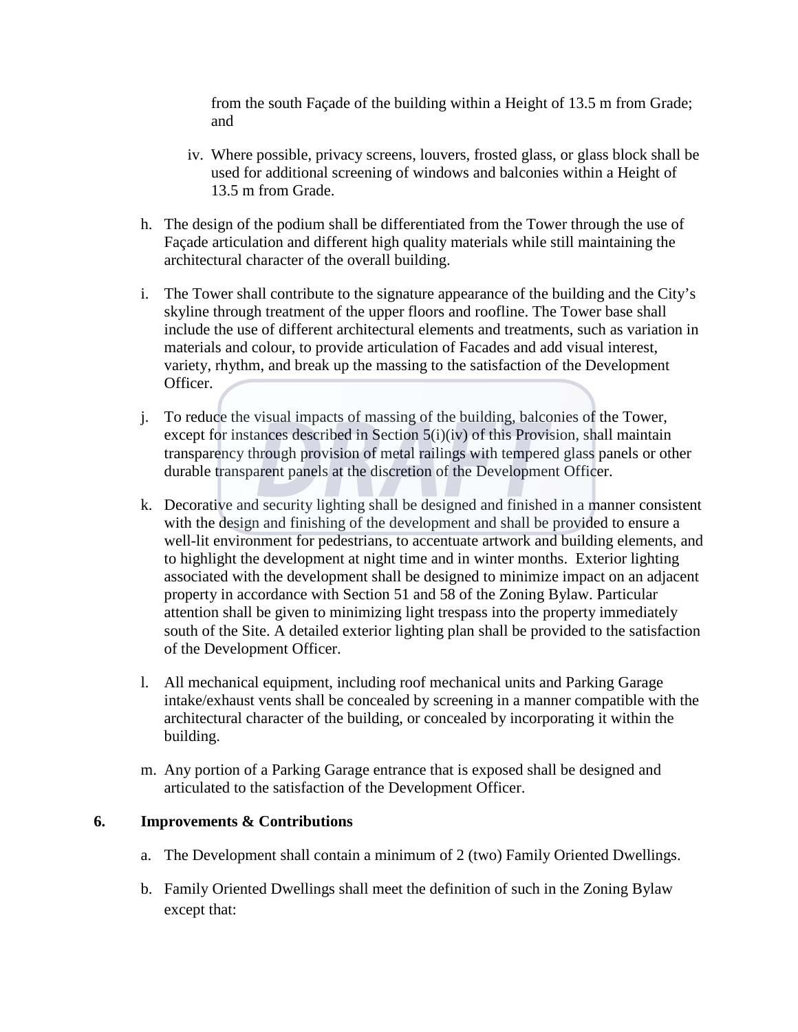from the south Façade of the building within a Height of 13.5 m from Grade; and

iv. Where possible, privacy screens, louvers, frosted glass, or glass block shall be used for additional screening of windows and balconies within a Height of 13.5 m from Grade.

h. The design of the podium shall be differentiated from the Tower through the use of Façade articulation and different high quality materials while still maintaining the architectural character of the overall building.

i. The Tower shall contribute to the signature appearance of the building and the City's skyline through treatment of the upper floors and roofline. The Tower base shall include the use of different architectural elements and treatments, such as variation in materials and colour, to provide articulation of Facades and add visual interest, variety, rhythm, and break up the massing to the satisfaction of the Development Officer.

j. To reduce the visual impacts of massing of the building, balconies of the Tower, except for instances described in Section 5(i)(iv) of this Provision, shall maintain transparency through provision of metal railings with tempered glass panels or other durable transparent panels at the discretion of the Development Officer.

k. Decorative and security lighting shall be designed and finished in a manner consistent with the design and finishing of the development and shall be provided to ensure a well-lit environment for pedestrians, to accentuate artwork and building elements, and to highlight the development at night time and in winter months. Exterior lighting associated with the development shall be designed to minimize impact on an adjacent property in accordance with Section 51 and 58 of the Zoning Bylaw. Particular attention shall be given to minimizing light trespass into the property immediately south of the Site. A detailed exterior lighting plan shall be provided to the satisfaction of the Development Officer.

l. All mechanical equipment, including roof mechanical units and Parking Garage intake/exhaust vents shall be concealed by screening in a manner compatible with the architectural character of the building, or concealed by incorporating it within the building.

m. Any portion of a Parking Garage entrance that is exposed shall be designed and articulated to the satisfaction of the Development Officer.

**6. Improvements & Contributions**

a. The Development shall contain a minimum of 2 (two) Family Oriented Dwellings.

b. Family Oriented Dwellings shall meet the definition of such in the Zoning Bylaw except that: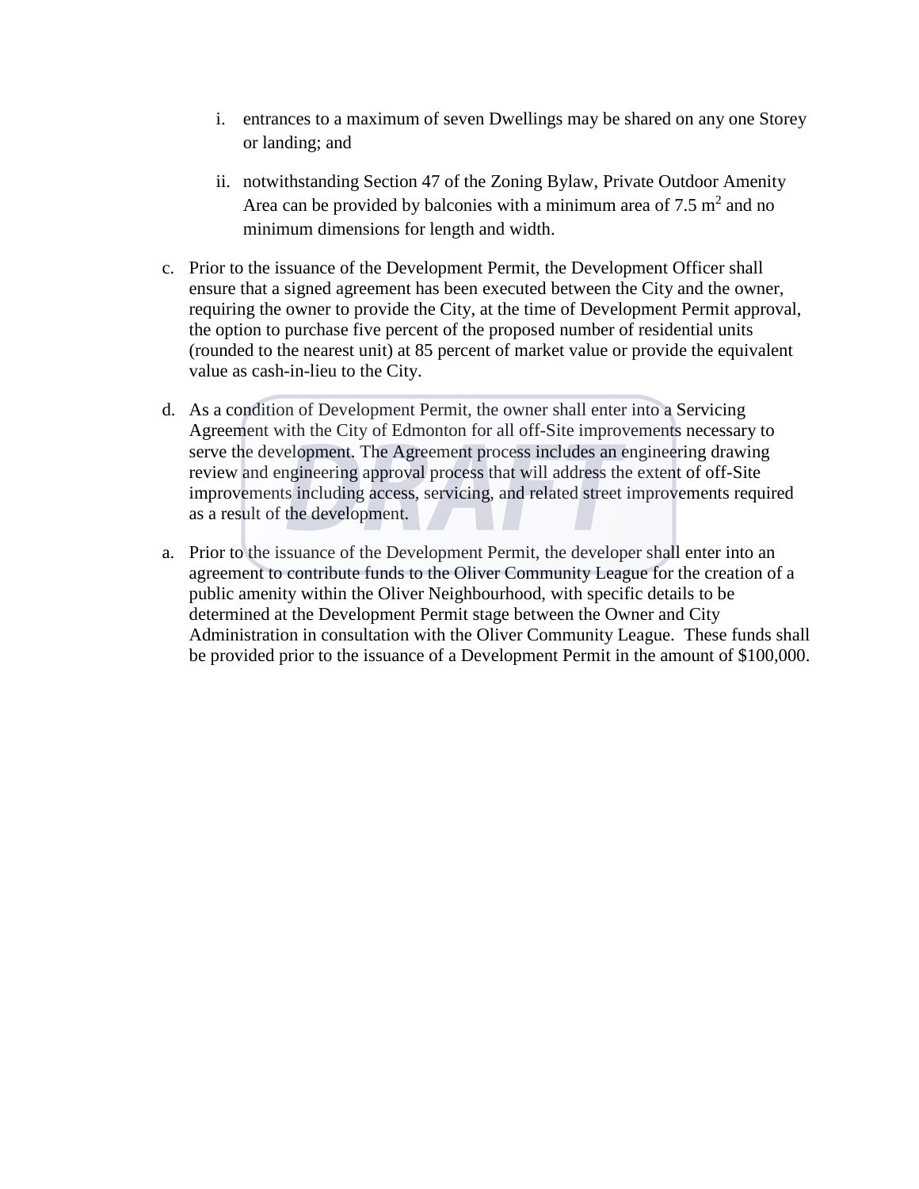i. entrances to a maximum of seven Dwellings may be shared on any one Storey or landing; and

   ii. notwithstanding Section 47 of the Zoning Bylaw, Private Outdoor Amenity Area can be provided by balconies with a minimum area of 7.5 $m^2$ and no minimum dimensions for length and width.

c. Prior to the issuance of the Development Permit, the Development Officer shall ensure that a signed agreement has been executed between the City and the owner, requiring the owner to provide the City, at the time of Development Permit approval, the option to purchase five percent of the proposed number of residential units (rounded to the nearest unit) at 85 percent of market value or provide the equivalent value as cash-in-lieu to the City.

d. As a condition of Development Permit, the owner shall enter into a Servicing Agreement with the City of Edmonton for all off-Site improvements necessary to serve the development. The Agreement process includes an engineering drawing review and engineering approval process that will address the extent of off-Site improvements including access, servicing, and related street improvements required as a result of the development.

a. Prior to the issuance of the Development Permit, the developer shall enter into an agreement to contribute funds to the Oliver Community League for the creation of a public amenity within the Oliver Neighbourhood, with specific details to be determined at the Development Permit stage between the Owner and City Administration in consultation with the Oliver Community League. These funds shall be provided prior to the issuance of a Development Permit in the amount of $100,000.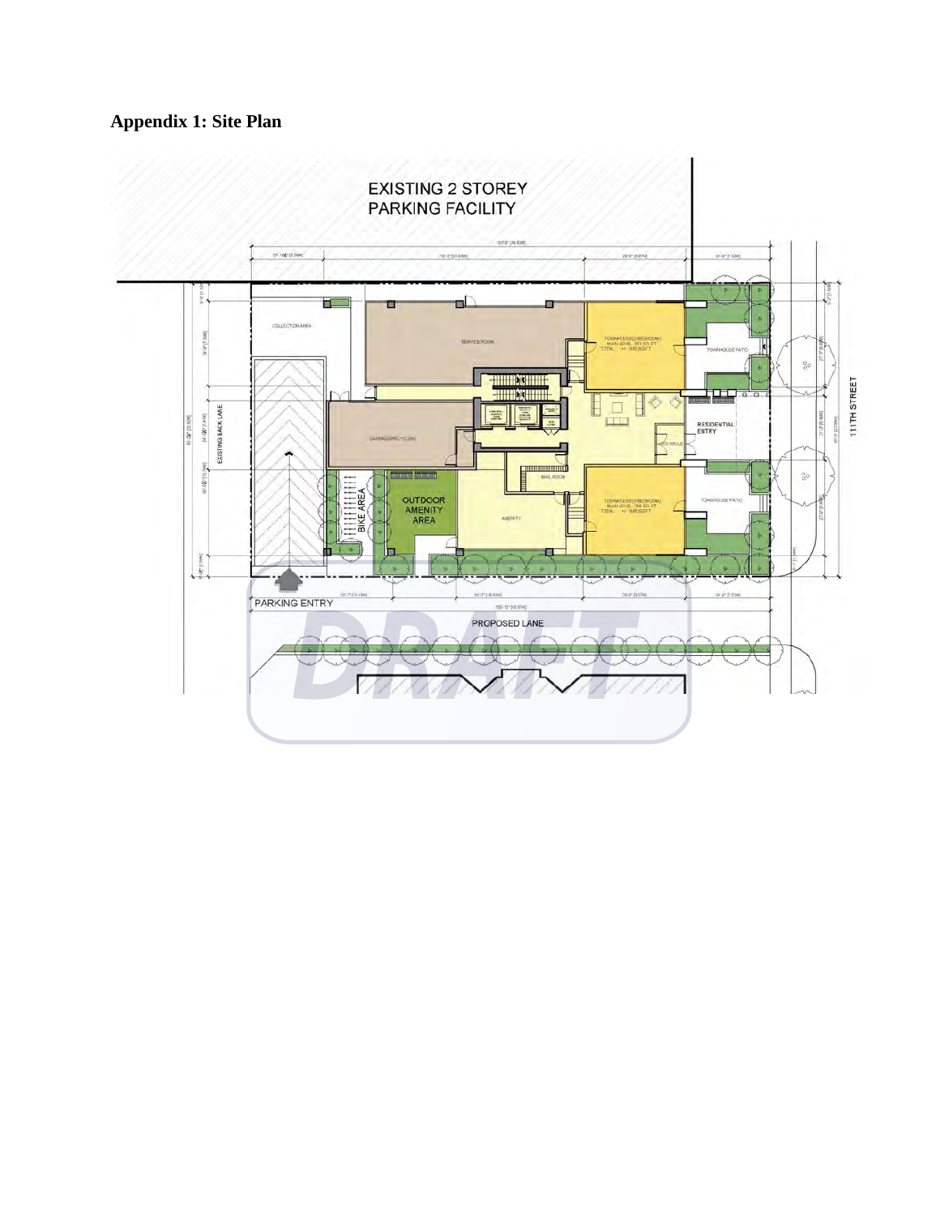## Appendix 1: Site Plan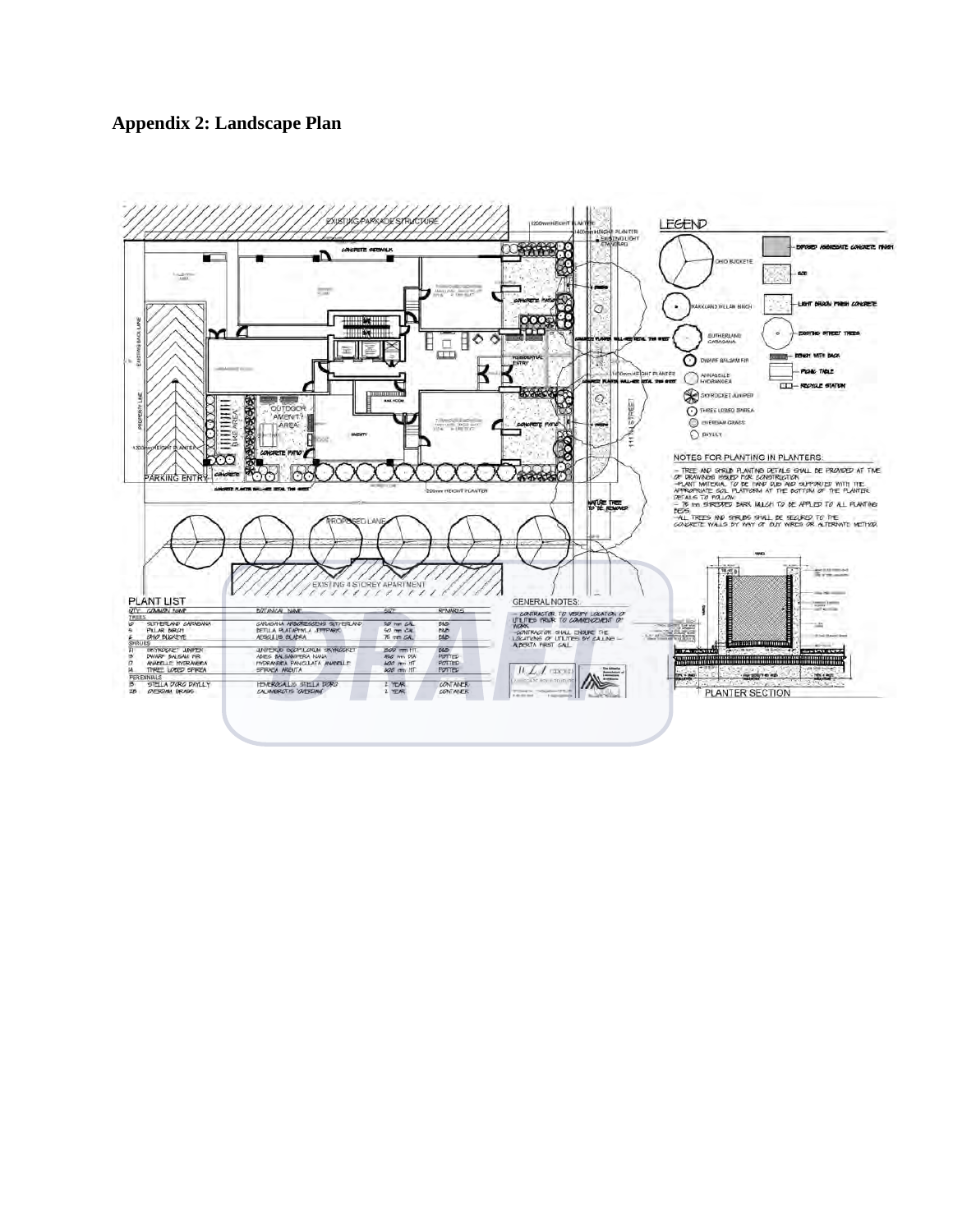## Appendix 2: Landscape Plan

EXISTING PARKADE STRUCTURE

PROPOSED LANE

EXISTING 4 STOREY APARTMENT

PARKING ENTRY

OUTDOOR AMENITY AREA

BIKE AREA

111TH STREET

### LEGEND

- OHIO BUCKEYE
- PARKLAND PILLAR BIRCH
- SUTHERLAND CARAGANA
- DWARF BALSAM FIR
- ANNABELLE HYDRANGEA
- SKYROCKET JUNIPER
- THREE LOBED SPIREA
- OVERDAM GRASS
- DAYLILY
- EXPOSED AGGREGATE CONCRETE FINISH
- SOD
- LIGHT BROOM FINISH CONCRETE
- EXISTING STREET TREES
- BENCH WITH BACK
- PICNIC TABLE
- RECYCLE STATION

### NOTES FOR PLANTING IN PLANTERS:

- TREE AND SHRUB PLANTING DETAILS SHALL BE PROVIDED AT TIME OF DRAWINGS ISSUED FOR CONSTRUCTION
- PLANT MATERIAL TO BE HAND DUG AND SUPPORTED WITH THE APPROPRIATE SOIL PLATFORM AT THE BOTTOM OF THE PLANTER. DETAILS TO FOLLOW
- 75 mm SHREDDED BARK MULCH TO BE APPLIED TO ALL PLANTING BEDS
- ALL TREES AND SHRUBS SHALL BE SECURED TO THE CONCRETE WALLS BY WAY OF GUY WIRES OR ALTERNATE METHOD.

### PLANT LIST

| QTY | COMMON NAME | BOTANICAL NAME | SIZE | REMARKS |
|---|---|---|---|---|
| TREES | | | | |
| 12 | SUTHERLAND CARAGANA | CARAGANA ARBORESCENS SUTHERLAND | 50 mm CAL | B&B |
| 5 | PILLAR BIRCH | BETULA PLATYPHYLLA JEFFPARK | 50 mm CAL | B&B |
| 6 | OHIO BUCKEYE | AESCULUS GLABRA | 75 mm CAL | B&B |
| SHRUBS | | | | |
| 21 | SKYROCKET JUNIPER | JUNIPERUS SCOPULORUM SKYROCKET | 1500 mm HT | B&B |
| 19 | DWARF BALSAM FIR | ABIES BALSAMIFERA NANA | 450 mm DIA | POTTED |
| 17 | ANNABELLE HYDRANGEA | HYDRANGEA PANICULATA ANNABELLE | 600 mm HT | POTTED |
| 14 | THREE LOBED SPIREA | SPIRAEA ARBUTA | 600 mm HT | POTTED |
| PERENNIALS | | | | |
| 15 | STELLA D'ORO DAYLILY | HEMEROCALLIS STELLA D'ORO | 1 YEAR | CONTAINER |
| 28 | OVERDAM GRASS | CALAMAGROSTIS OVERDAM | 1 YEAR | CONTAINER |

### GENERAL NOTES:

- CONTRACTOR TO VERIFY LOCATION OF UTILITIES PRIOR TO COMMENCEMENT OF WORK.
- CONTRACTOR SHALL ENSURE THE LOCATIONS OF UTILITIES BY CALLING ALBERTA FIRST CALL.

PLANTER SECTION

DRAFT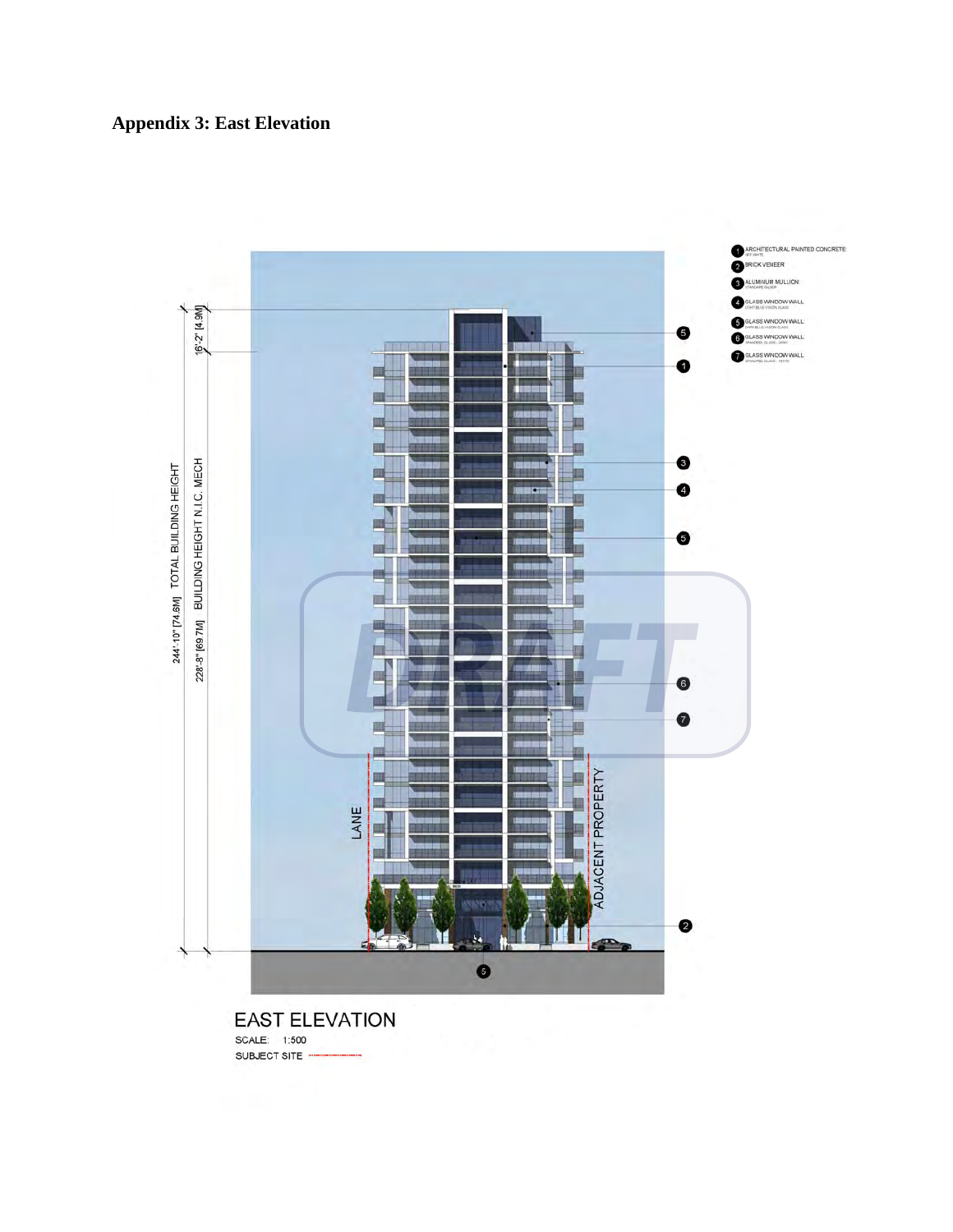## Appendix 3: East Elevation

1. ARCHITECTURAL PAINTED CONCRETE
2. BRICK VENEER
3. ALUMINUM MULLION
4. GLASS WINDOW WALL
5. GLASS WINDOW WALL
6. GLASS WINDOW WALL
7. GLASS WINDOW WALL

16'-2" [4.9M]

244'-10" [74.6M] TOTAL BUILDING HEIGHT

228'-8" [69.7M] BUILDING HEIGHT N.I.C. MECH

LANE

ADJACENT PROPERTY

DRAFT

EAST ELEVATION

SCALE: 1:500

SUBJECT SITE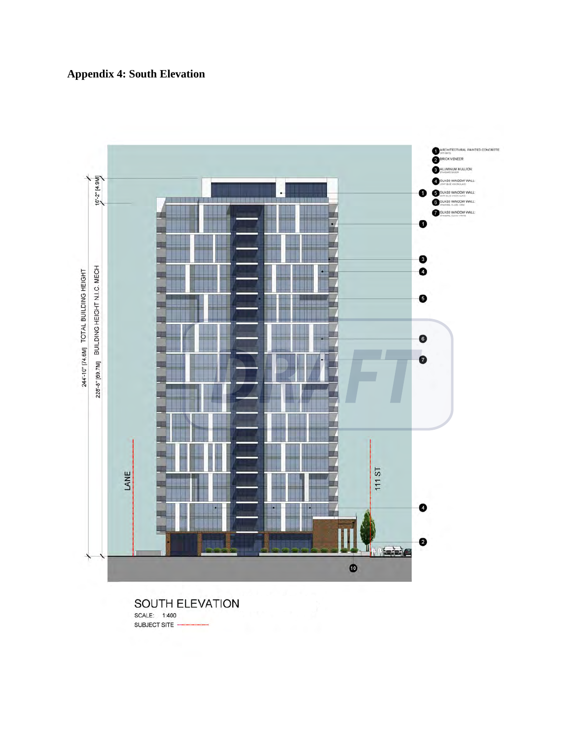# Appendix 4: South Elevation

SOUTH ELEVATION

SCALE: 1:400

SUBJECT SITE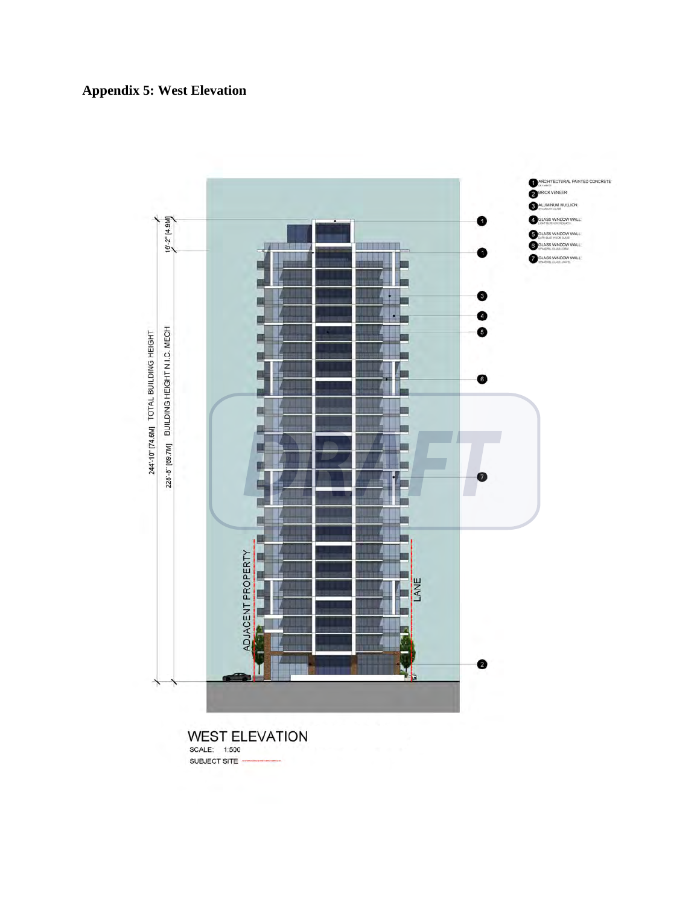## Appendix 5: West Elevation

1. ARCHITECTURAL PAINTED CONCRETE
2. BRICK VENEER
3. ALUMINUM MULLION
4. GLASS WINDOW WALL
5. GLASS WINDOW WALL
6. GLASS WINDOW WALL
7. GLASS WINDOW WALL

244'-10" [74.6M] TOTAL BUILDING HEIGHT

228'-8" [69.7M] BUILDING HEIGHT N.I.C. MECH

16'-2" [4.9M]

ADJACENT PROPERTY

LANE

DRAFT

WEST ELEVATION

SCALE: 1:500

SUBJECT SITE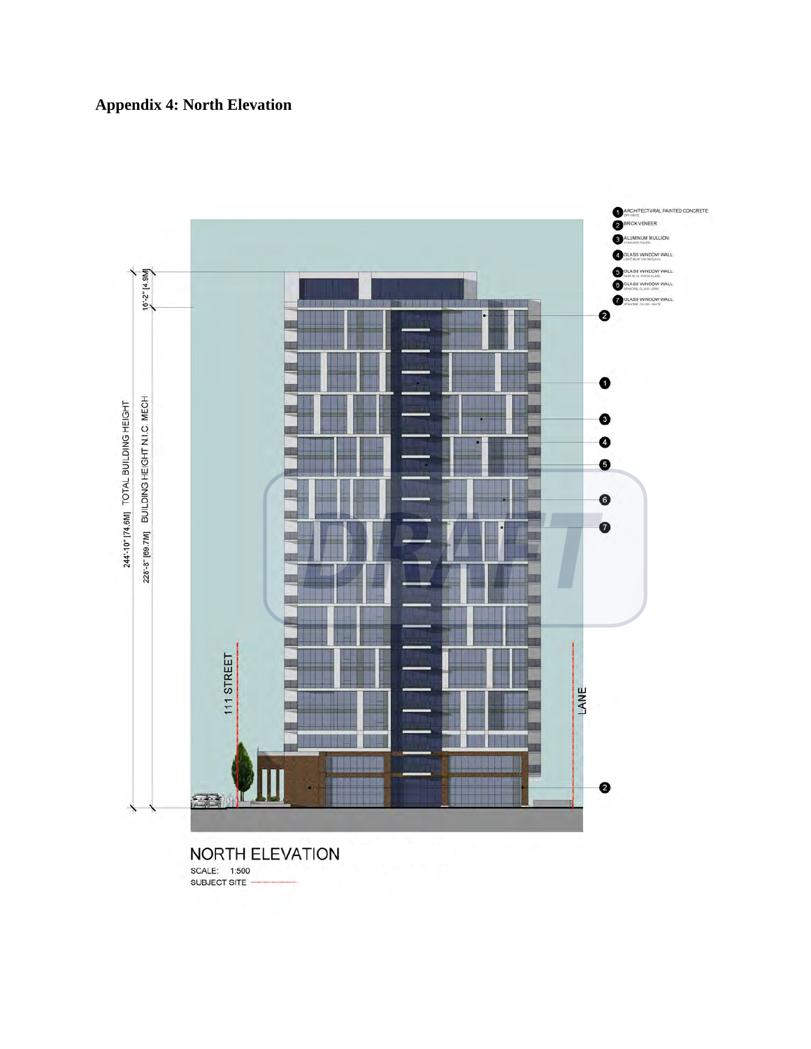# Appendix 4: North Elevation

1 ARCHITECTURAL PAINTED CONCRETE

2 BRICK VENEER

3 ALUMINUM MULLION:

4 GLASS WINDOW WALL:

5 GLASS WINDOW WALL:

6 GLASS WINDOW WALL:

7 GLASS WINDOW WALL:

16'-2" [4.9M]

244'-10" [74.6M] TOTAL BUILDING HEIGHT

228'-8" [69.7M] BUILDING HEIGHT N.I.C. MECH

111 STREET

LANE

DRAFT

NORTH ELEVATION

SCALE: 1:500

SUBJECT SITE